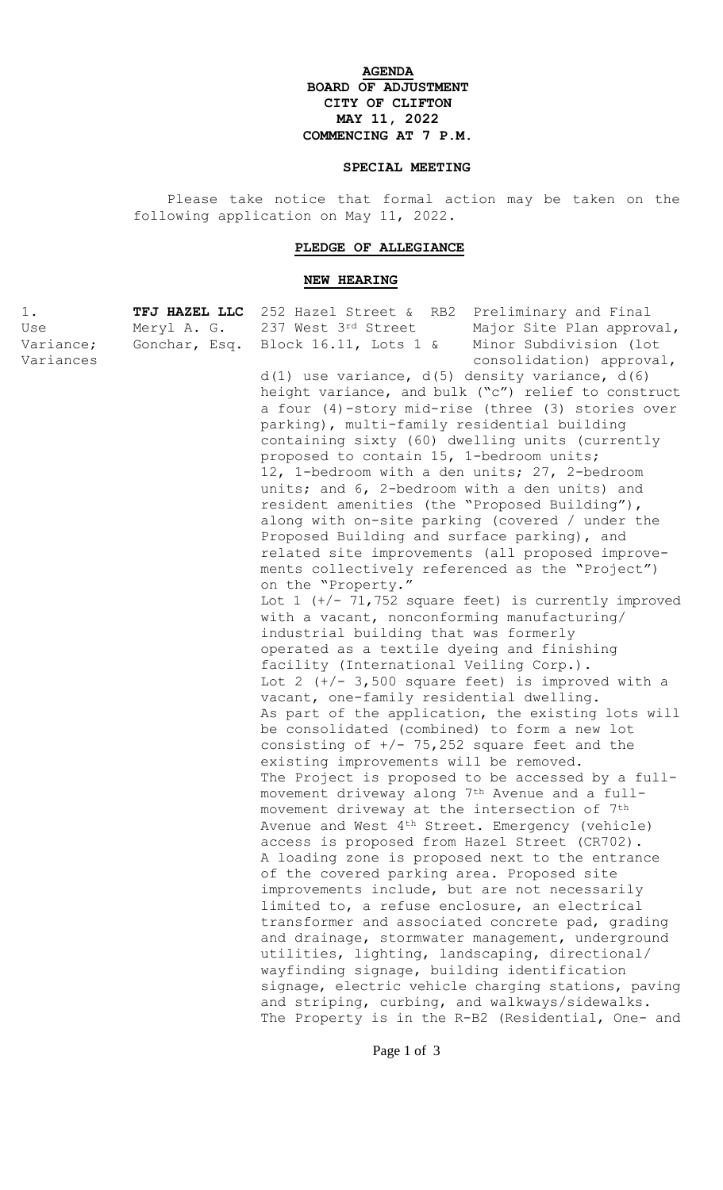**AGENDA**
**BOARD OF ADJUSTMENT**
**CITY OF CLIFTON**
**MAY 11, 2022**
**COMMENCING AT 7 P.M.**

**SPECIAL MEETING**

Please take notice that formal action may be taken on the following application on May 11, 2022.

**PLEDGE OF ALLEGIANCE**

**NEW HEARING**

1. Use Variance; Variances

**TFJ HAZEL LLC** — Meryl A. G. Gonchar, Esq.

252 Hazel Street & 237 West 3rd Street — Block 16.11, Lots 1 & — RB2

Preliminary and Final Major Site Plan approval, Minor Subdivision (lot consolidation) approval, d(1) use variance, d(5) density variance, d(6) height variance, and bulk ("c") relief to construct a four (4)-story mid-rise (three (3) stories over parking), multi-family residential building containing sixty (60) dwelling units (currently proposed to contain 15, 1-bedroom units; 12, 1-bedroom with a den units; 27, 2-bedroom units; and 6, 2-bedroom with a den units) and resident amenities (the "Proposed Building"), along with on-site parking (covered / under the Proposed Building and surface parking), and related site improvements (all proposed improvements collectively referenced as the "Project") on the "Property."

Lot 1 (+/- 71,752 square feet) is currently improved with a vacant, nonconforming manufacturing/ industrial building that was formerly operated as a textile dyeing and finishing facility (International Veiling Corp.).

Lot 2 (+/- 3,500 square feet) is improved with a vacant, one-family residential dwelling.

As part of the application, the existing lots will be consolidated (combined) to form a new lot consisting of +/- 75,252 square feet and the existing improvements will be removed.

The Project is proposed to be accessed by a full-movement driveway along 7th Avenue and a full-movement driveway at the intersection of 7th Avenue and West 4th Street. Emergency (vehicle) access is proposed from Hazel Street (CR702).

A loading zone is proposed next to the entrance of the covered parking area. Proposed site improvements include, but are not necessarily limited to, a refuse enclosure, an electrical transformer and associated concrete pad, grading and drainage, stormwater management, underground utilities, lighting, landscaping, directional/ wayfinding signage, building identification signage, electric vehicle charging stations, paving and striping, curbing, and walkways/sidewalks.

The Property is in the R-B2 (Residential, One- and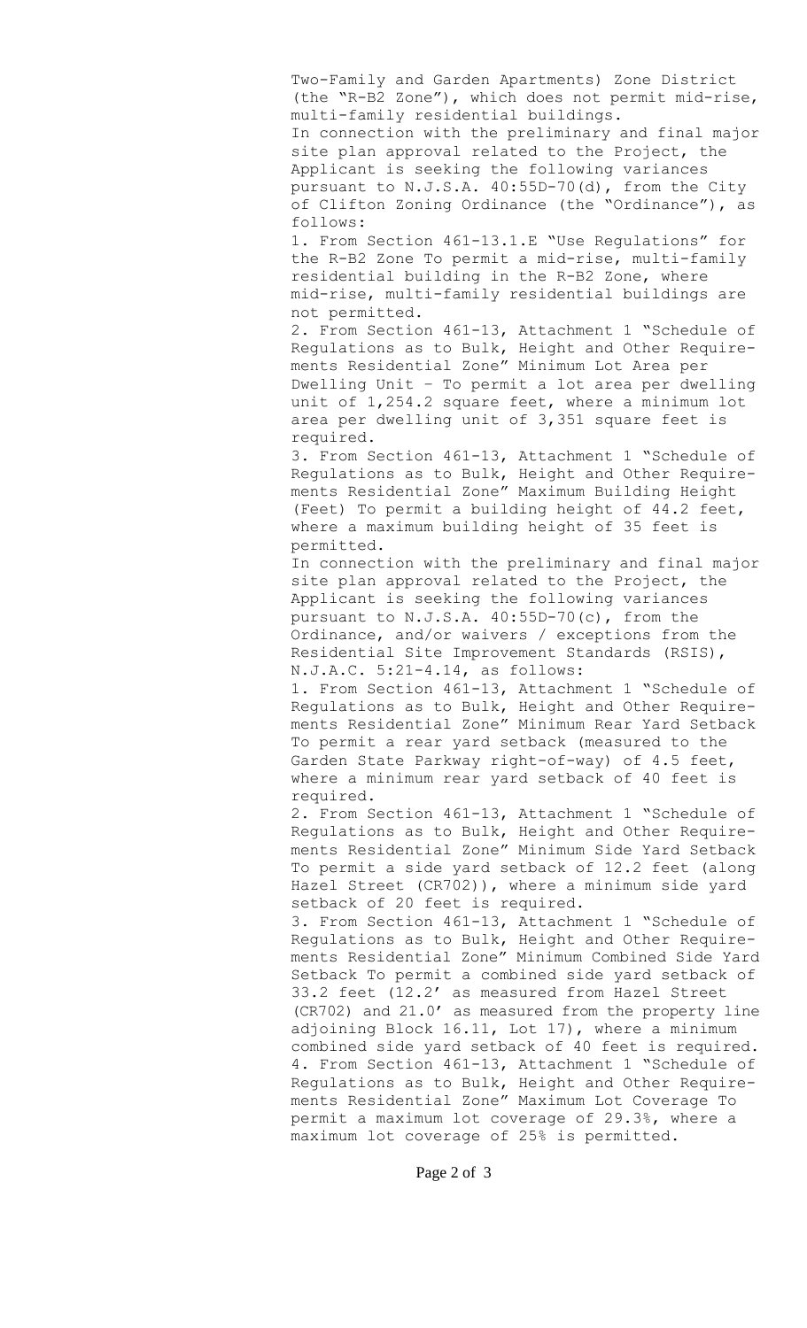Two-Family and Garden Apartments) Zone District (the "R-B2 Zone"), which does not permit mid-rise, multi-family residential buildings.

In connection with the preliminary and final major site plan approval related to the Project, the Applicant is seeking the following variances pursuant to N.J.S.A. 40:55D-70(d), from the City of Clifton Zoning Ordinance (the "Ordinance"), as follows:

1. From Section 461-13.1.E "Use Regulations" for the R-B2 Zone To permit a mid-rise, multi-family residential building in the R-B2 Zone, where mid-rise, multi-family residential buildings are not permitted.
2. From Section 461-13, Attachment 1 "Schedule of Regulations as to Bulk, Height and Other Requirements Residential Zone" Minimum Lot Area per Dwelling Unit – To permit a lot area per dwelling unit of 1,254.2 square feet, where a minimum lot area per dwelling unit of 3,351 square feet is required.
3. From Section 461-13, Attachment 1 "Schedule of Regulations as to Bulk, Height and Other Requirements Residential Zone" Maximum Building Height (Feet) To permit a building height of 44.2 feet, where a maximum building height of 35 feet is permitted.

In connection with the preliminary and final major site plan approval related to the Project, the Applicant is seeking the following variances pursuant to N.J.S.A. 40:55D-70(c), from the Ordinance, and/or waivers / exceptions from the Residential Site Improvement Standards (RSIS), N.J.A.C. 5:21-4.14, as follows:

1. From Section 461-13, Attachment 1 "Schedule of Regulations as to Bulk, Height and Other Requirements Residential Zone" Minimum Rear Yard Setback To permit a rear yard setback (measured to the Garden State Parkway right-of-way) of 4.5 feet, where a minimum rear yard setback of 40 feet is required.
2. From Section 461-13, Attachment 1 "Schedule of Regulations as to Bulk, Height and Other Requirements Residential Zone" Minimum Side Yard Setback To permit a side yard setback of 12.2 feet (along Hazel Street (CR702)), where a minimum side yard setback of 20 feet is required.
3. From Section 461-13, Attachment 1 "Schedule of Regulations as to Bulk, Height and Other Requirements Residential Zone" Minimum Combined Side Yard Setback To permit a combined side yard setback of 33.2 feet (12.2' as measured from Hazel Street (CR702) and 21.0' as measured from the property line adjoining Block 16.11, Lot 17), where a minimum combined side yard setback of 40 feet is required.
4. From Section 461-13, Attachment 1 "Schedule of Regulations as to Bulk, Height and Other Requirements Residential Zone" Maximum Lot Coverage To permit a maximum lot coverage of 29.3%, where a maximum lot coverage of 25% is permitted.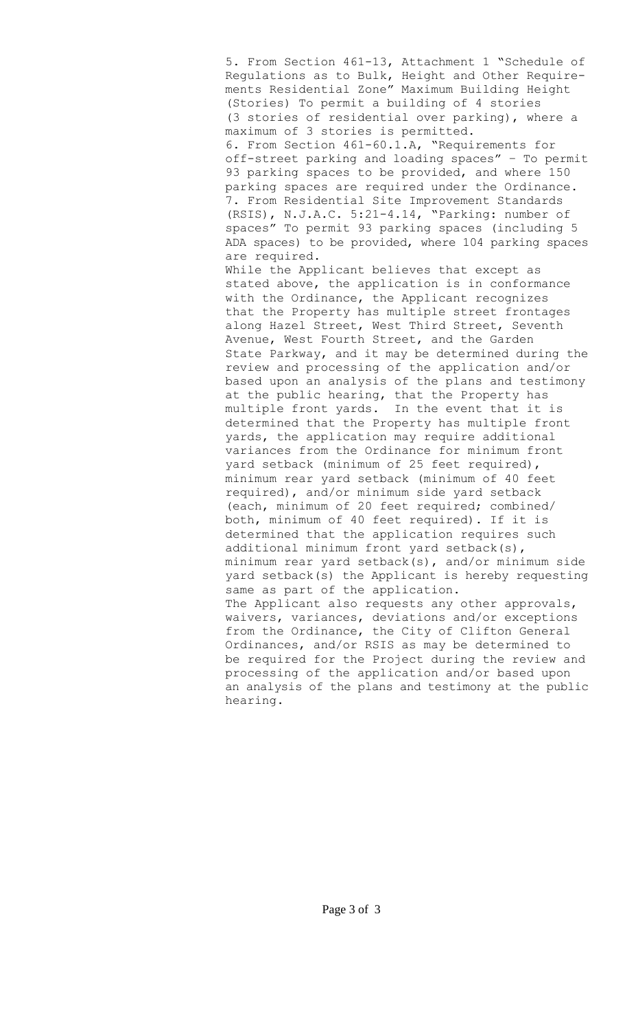5. From Section 461-13, Attachment 1 "Schedule of Regulations as to Bulk, Height and Other Requirements Residential Zone" Maximum Building Height (Stories) To permit a building of 4 stories (3 stories of residential over parking), where a maximum of 3 stories is permitted.

6. From Section 461-60.1.A, "Requirements for off-street parking and loading spaces" – To permit 93 parking spaces to be provided, and where 150 parking spaces are required under the Ordinance.

7. From Residential Site Improvement Standards (RSIS), N.J.A.C. 5:21-4.14, "Parking: number of spaces" To permit 93 parking spaces (including 5 ADA spaces) to be provided, where 104 parking spaces are required.

While the Applicant believes that except as stated above, the application is in conformance with the Ordinance, the Applicant recognizes that the Property has multiple street frontages along Hazel Street, West Third Street, Seventh Avenue, West Fourth Street, and the Garden State Parkway, and it may be determined during the review and processing of the application and/or based upon an analysis of the plans and testimony at the public hearing, that the Property has multiple front yards. In the event that it is determined that the Property has multiple front yards, the application may require additional variances from the Ordinance for minimum front yard setback (minimum of 25 feet required), minimum rear yard setback (minimum of 40 feet required), and/or minimum side yard setback (each, minimum of 20 feet required; combined/both, minimum of 40 feet required). If it is determined that the application requires such additional minimum front yard setback(s), minimum rear yard setback(s), and/or minimum side yard setback(s) the Applicant is hereby requesting same as part of the application.

The Applicant also requests any other approvals, waivers, variances, deviations and/or exceptions from the Ordinance, the City of Clifton General Ordinances, and/or RSIS as may be determined to be required for the Project during the review and processing of the application and/or based upon an analysis of the plans and testimony at the public hearing.